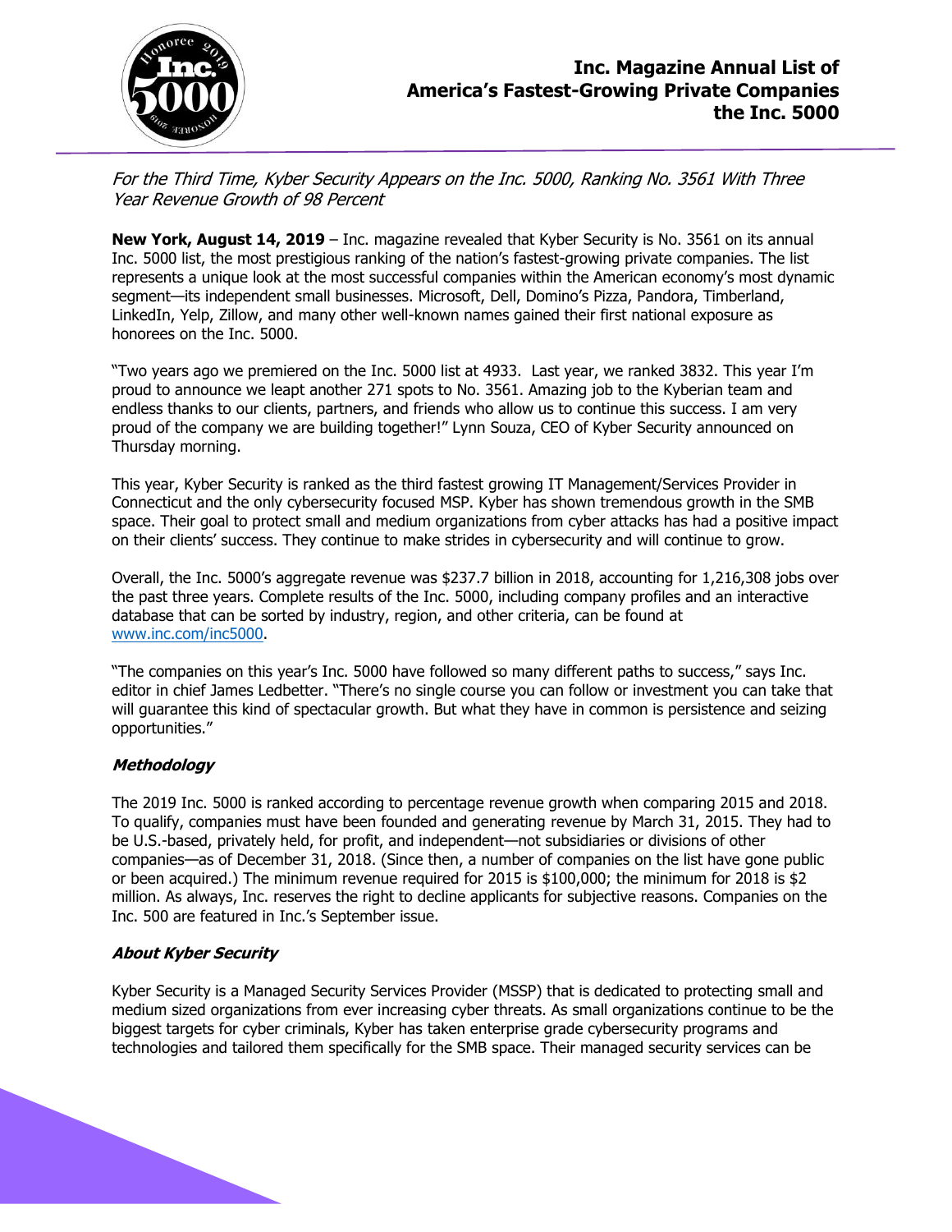# Inc. Magazine Annual List of America's Fastest-Growing Private Companies the Inc. 5000

*For the Third Time, Kyber Security Appears on the Inc. 5000, Ranking No. 3561 With Three Year Revenue Growth of 98 Percent*

**New York, August 14, 2019** – Inc. magazine revealed that Kyber Security is No. 3561 on its annual Inc. 5000 list, the most prestigious ranking of the nation's fastest-growing private companies. The list represents a unique look at the most successful companies within the American economy's most dynamic segment—its independent small businesses. Microsoft, Dell, Domino's Pizza, Pandora, Timberland, LinkedIn, Yelp, Zillow, and many other well-known names gained their first national exposure as honorees on the Inc. 5000.

"Two years ago we premiered on the Inc. 5000 list at 4933. Last year, we ranked 3832. This year I'm proud to announce we leapt another 271 spots to No. 3561. Amazing job to the Kyberian team and endless thanks to our clients, partners, and friends who allow us to continue this success. I am very proud of the company we are building together!" Lynn Souza, CEO of Kyber Security announced on Thursday morning.

This year, Kyber Security is ranked as the third fastest growing IT Management/Services Provider in Connecticut and the only cybersecurity focused MSP. Kyber has shown tremendous growth in the SMB space. Their goal to protect small and medium organizations from cyber attacks has had a positive impact on their clients' success. They continue to make strides in cybersecurity and will continue to grow.

Overall, the Inc. 5000's aggregate revenue was $237.7 billion in 2018, accounting for 1,216,308 jobs over the past three years. Complete results of the Inc. 5000, including company profiles and an interactive database that can be sorted by industry, region, and other criteria, can be found at www.inc.com/inc5000.

"The companies on this year's Inc. 5000 have followed so many different paths to success," says Inc. editor in chief James Ledbetter. "There's no single course you can follow or investment you can take that will guarantee this kind of spectacular growth. But what they have in common is persistence and seizing opportunities."

### *Methodology*

The 2019 Inc. 5000 is ranked according to percentage revenue growth when comparing 2015 and 2018. To qualify, companies must have been founded and generating revenue by March 31, 2015. They had to be U.S.-based, privately held, for profit, and independent—not subsidiaries or divisions of other companies—as of December 31, 2018. (Since then, a number of companies on the list have gone public or been acquired.) The minimum revenue required for 2015 is $100,000; the minimum for 2018 is $2 million. As always, Inc. reserves the right to decline applicants for subjective reasons. Companies on the Inc. 500 are featured in Inc.'s September issue.

### *About Kyber Security*

Kyber Security is a Managed Security Services Provider (MSSP) that is dedicated to protecting small and medium sized organizations from ever increasing cyber threats. As small organizations continue to be the biggest targets for cyber criminals, Kyber has taken enterprise grade cybersecurity programs and technologies and tailored them specifically for the SMB space. Their managed security services can be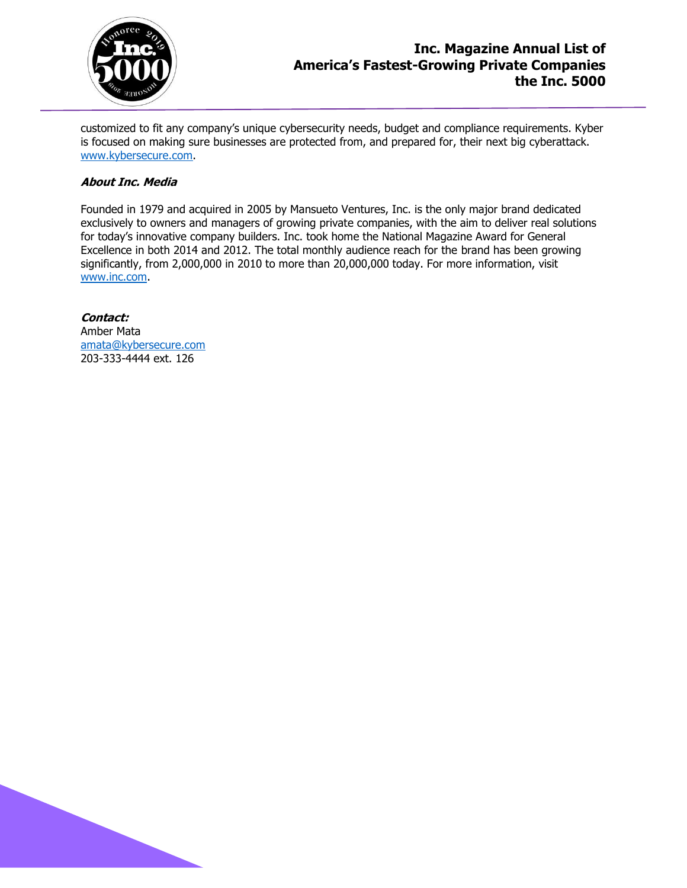customized to fit any company's unique cybersecurity needs, budget and compliance requirements. Kyber is focused on making sure businesses are protected from, and prepared for, their next big cyberattack. www.kybersecure.com.

***About Inc. Media***

Founded in 1979 and acquired in 2005 by Mansueto Ventures, Inc. is the only major brand dedicated exclusively to owners and managers of growing private companies, with the aim to deliver real solutions for today's innovative company builders. Inc. took home the National Magazine Award for General Excellence in both 2014 and 2012. The total monthly audience reach for the brand has been growing significantly, from 2,000,000 in 2010 to more than 20,000,000 today. For more information, visit www.inc.com.

***Contact:***
Amber Mata
amata@kybersecure.com
203-333-4444 ext. 126